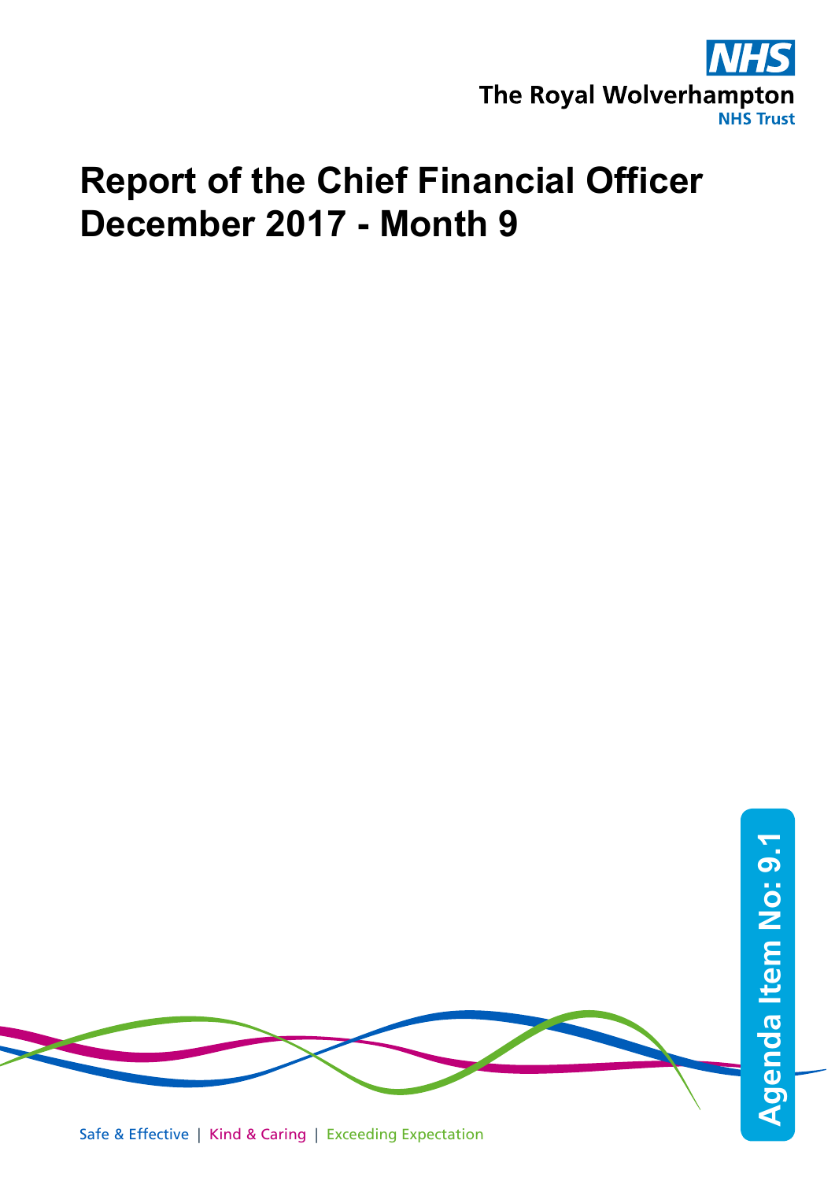The Royal Wolverhampton NHS Trust

# Report of the Chief Financial Officer
# December 2017 - Month 9

Agenda Item No: 9.1

Safe & Effective | Kind & Caring | Exceeding Expectation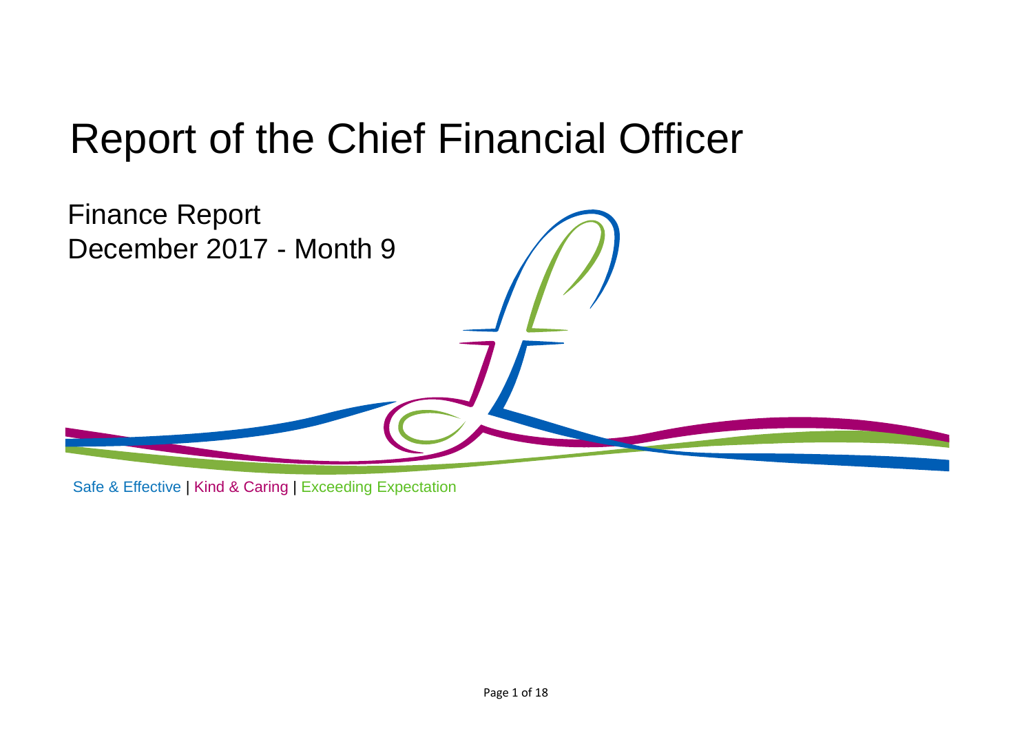# Report of the Chief Financial Officer

Finance Report
December 2017 - Month 9

Safe & Effective | Kind & Caring | Exceeding Expectation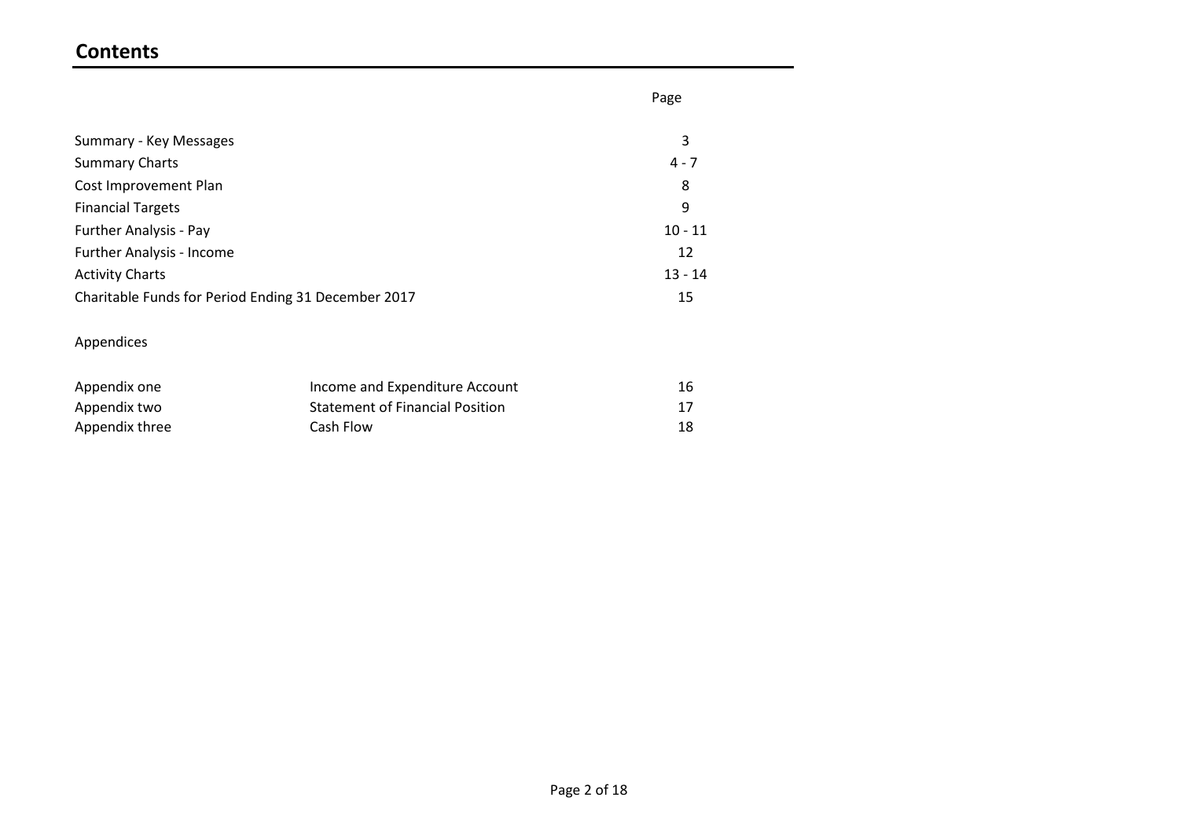# Contents

| | | Page |
|---|---|---|
| Summary - Key Messages | | 3 |
| Summary Charts | | 4 - 7 |
| Cost Improvement Plan | | 8 |
| Financial Targets | | 9 |
| Further Analysis - Pay | | 10 - 11 |
| Further Analysis - Income | | 12 |
| Activity Charts | | 13 - 14 |
| Charitable Funds for Period Ending 31 December 2017 | | 15 |
| | | |
| Appendices | | |
| | | |
| Appendix one | Income and Expenditure Account | 16 |
| Appendix two | Statement of Financial Position | 17 |
| Appendix three | Cash Flow | 18 |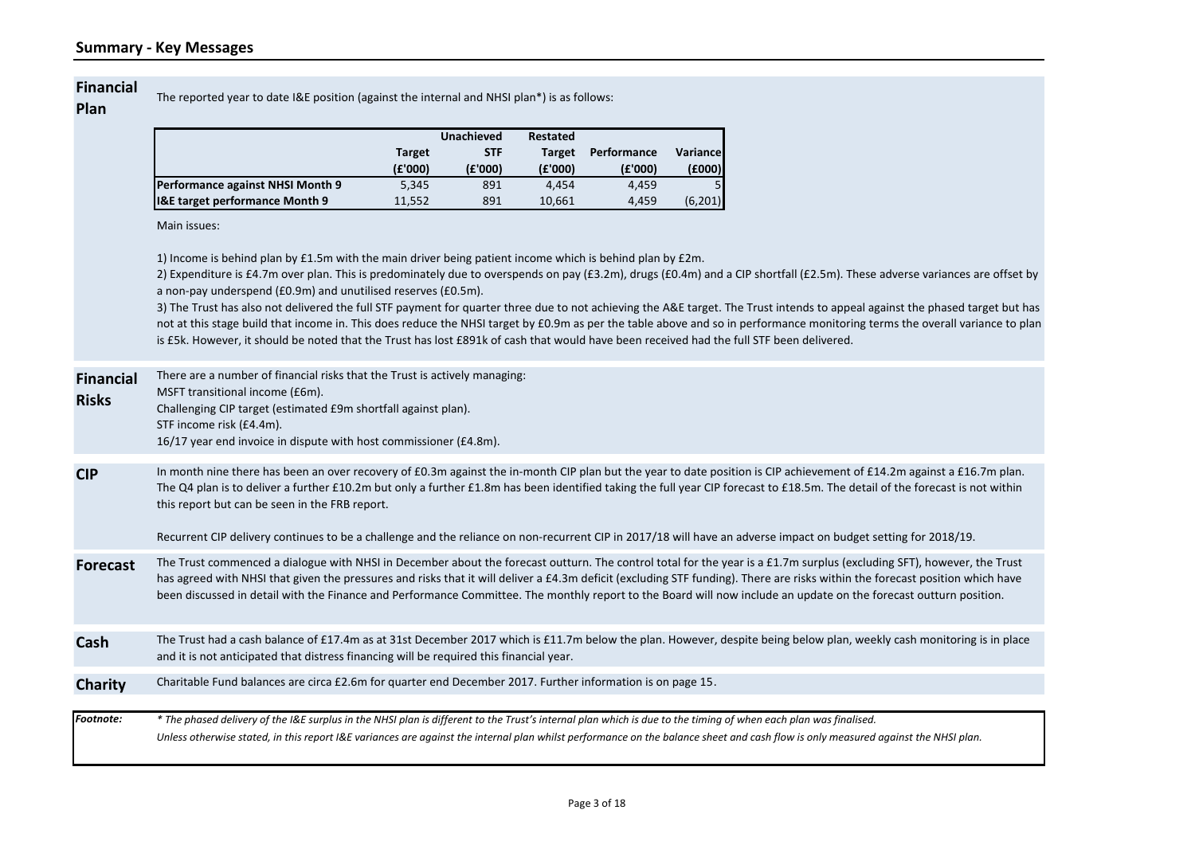## Summary - Key Messages

**Financial Plan**

The reported year to date I&E position (against the internal and NHSI plan*) is as follows:

| | Target (£'000) | Unachieved STF (£'000) | Restated Target (£'000) | Performance (£'000) | Variance (£000) |
|---|---|---|---|---|---|
| **Performance against NHSI Month 9** | 5,345 | 891 | 4,454 | 4,459 | 5 |
| **I&E target performance Month 9** | 11,552 | 891 | 10,661 | 4,459 | (6,201) |

Main issues:

1) Income is behind plan by £1.5m with the main driver being patient income which is behind plan by £2m.

2) Expenditure is £4.7m over plan. This is predominately due to overspends on pay (£3.2m), drugs (£0.4m) and a CIP shortfall (£2.5m). These adverse variances are offset by a non-pay underspend (£0.9m) and unutilised reserves (£0.5m).

3) The Trust has also not delivered the full STF payment for quarter three due to not achieving the A&E target. The Trust intends to appeal against the phased target but has not at this stage build that income in. This does reduce the NHSI target by £0.9m as per the table above and so in performance monitoring terms the overall variance to plan is £5k. However, it should be noted that the Trust has lost £891k of cash that would have been received had the full STF been delivered.

**Financial Risks**

There are a number of financial risks that the Trust is actively managing:
MSFT transitional income (£6m).
Challenging CIP target (estimated £9m shortfall against plan).
STF income risk (£4.4m).
16/17 year end invoice in dispute with host commissioner (£4.8m).

**CIP**

In month nine there has been an over recovery of £0.3m against the in-month CIP plan but the year to date position is CIP achievement of £14.2m against a £16.7m plan. The Q4 plan is to deliver a further £10.2m but only a further £1.8m has been identified taking the full year CIP forecast to £18.5m. The detail of the forecast is not within this report but can be seen in the FRB report.

Recurrent CIP delivery continues to be a challenge and the reliance on non-recurrent CIP in 2017/18 will have an adverse impact on budget setting for 2018/19.

**Forecast**

The Trust commenced a dialogue with NHSI in December about the forecast outturn. The control total for the year is a £1.7m surplus (excluding SFT), however, the Trust has agreed with NHSI that given the pressures and risks that it will deliver a £4.3m deficit (excluding STF funding). There are risks within the forecast position which have been discussed in detail with the Finance and Performance Committee. The monthly report to the Board will now include an update on the forecast outturn position.

**Cash**

The Trust had a cash balance of £17.4m as at 31st December 2017 which is £11.7m below the plan. However, despite being below plan, weekly cash monitoring is in place and it is not anticipated that distress financing will be required this financial year.

**Charity**

Charitable Fund balances are circa £2.6m for quarter end December 2017. Further information is on page 15.

***Footnote:*** *\* The phased delivery of the I&E surplus in the NHSI plan is different to the Trust's internal plan which is due to the timing of when each plan was finalised.*
*Unless otherwise stated, in this report I&E variances are against the internal plan whilst performance on the balance sheet and cash flow is only measured against the NHSI plan.*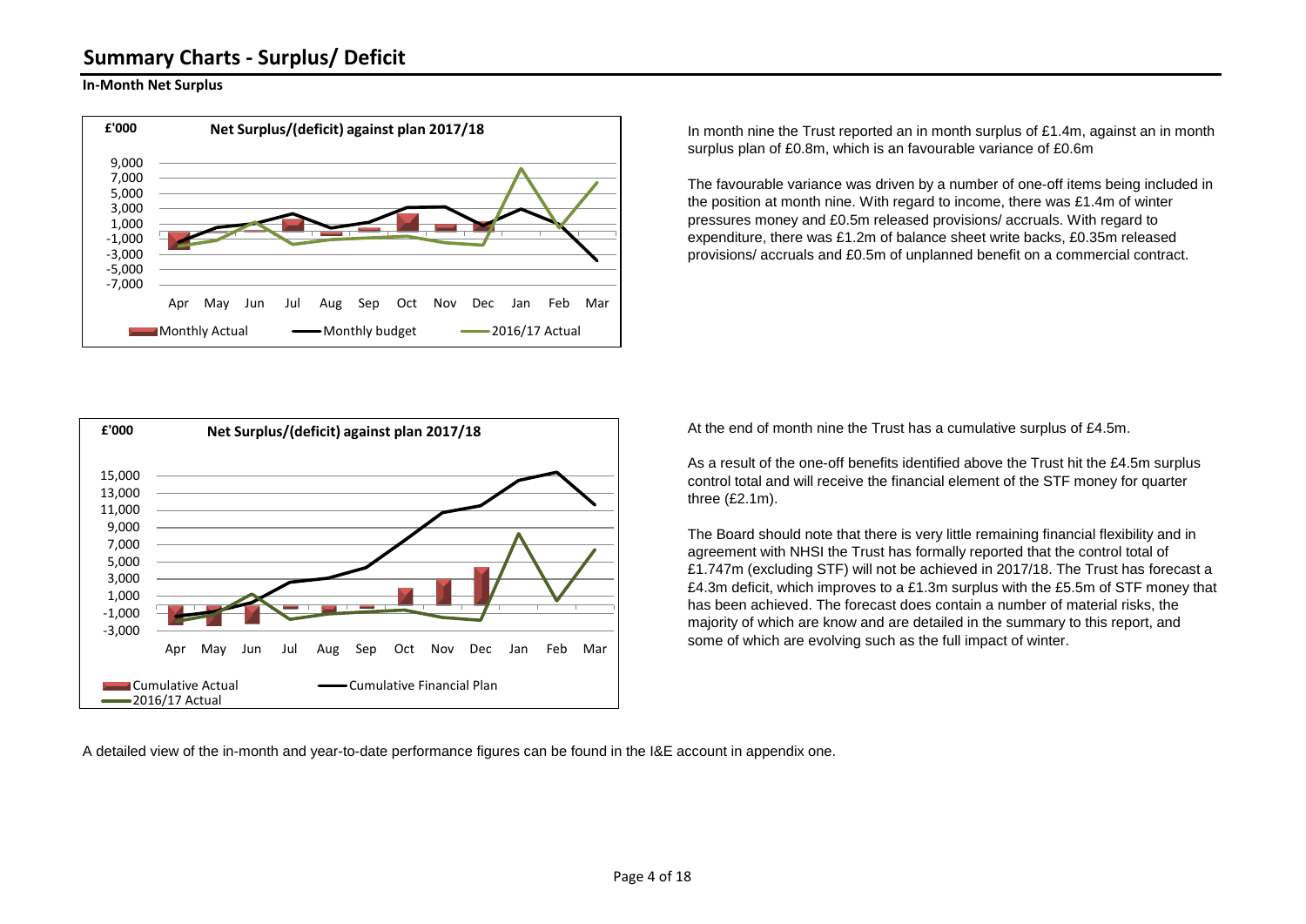# Summary Charts - Surplus/ Deficit

## In-Month Net Surplus

**£'000** — **Net Surplus/(deficit) against plan 2017/18**

Monthly Actual — Monthly budget — 2016/17 Actual

In month nine the Trust reported an in month surplus of £1.4m, against an in month surplus plan of £0.8m, which is an favourable variance of £0.6m

The favourable variance was driven by a number of one-off items being included in the position at month nine. With regard to income, there was £1.4m of winter pressures money and £0.5m released provisions/ accruals. With regard to expenditure, there was £1.2m of balance sheet write backs, £0.35m released provisions/ accruals and £0.5m of unplanned benefit on a commercial contract.

**£'000** — **Net Surplus/(deficit) against plan 2017/18**

Cumulative Actual — Cumulative Financial Plan — 2016/17 Actual

At the end of month nine the Trust has a cumulative surplus of £4.5m.

As a result of the one-off benefits identified above the Trust hit the £4.5m surplus control total and will receive the financial element of the STF money for quarter three (£2.1m).

The Board should note that there is very little remaining financial flexibility and in agreement with NHSI the Trust has formally reported that the control total of £1.747m (excluding STF) will not be achieved in 2017/18. The Trust has forecast a £4.3m deficit, which improves to a £1.3m surplus with the £5.5m of STF money that has been achieved. The forecast does contain a number of material risks, the majority of which are know and are detailed in the summary to this report, and some of which are evolving such as the full impact of winter.

A detailed view of the in-month and year-to-date performance figures can be found in the I&E account in appendix one.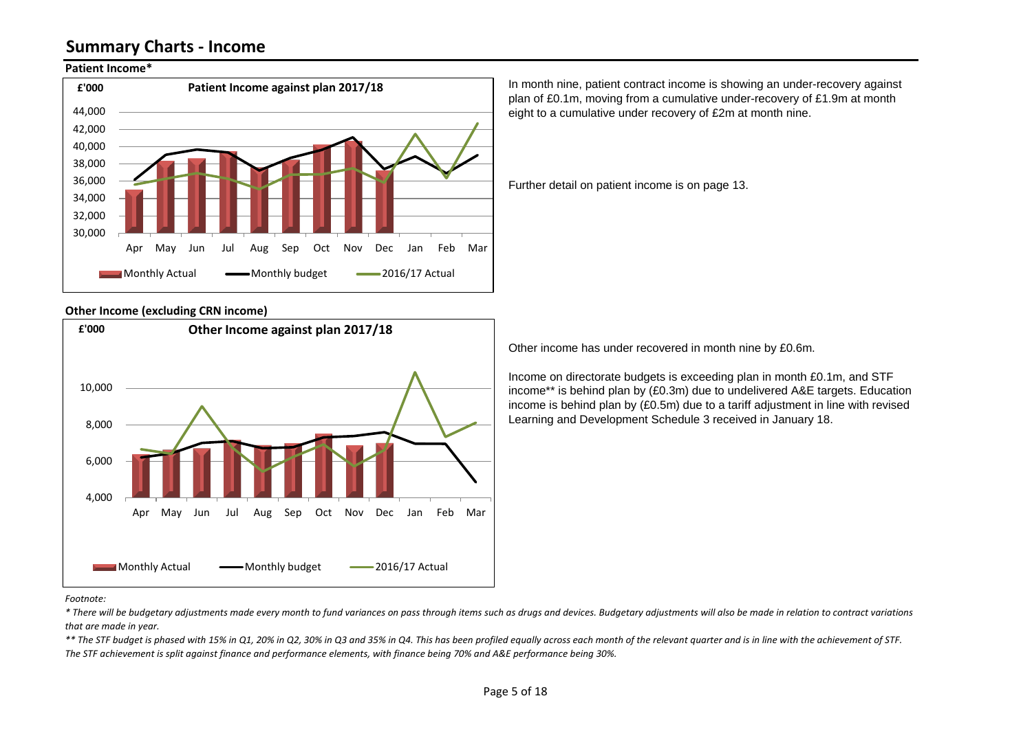# Summary Charts - Income

**Patient Income***

In month nine, patient contract income is showing an under-recovery against plan of £0.1m, moving from a cumulative under-recovery of £1.9m at month eight to a cumulative under recovery of £2m at month nine.

Further detail on patient income is on page 13.

**Other Income (excluding CRN income)**

Other income has under recovered in month nine by £0.6m.

Income on directorate budgets is exceeding plan in month £0.1m, and STF income** is behind plan by (£0.3m) due to undelivered A&E targets. Education income is behind plan by (£0.5m) due to a tariff adjustment in line with revised Learning and Development Schedule 3 received in January 18.

*Footnote:*

*\* There will be budgetary adjustments made every month to fund variances on pass through items such as drugs and devices. Budgetary adjustments will also be made in relation to contract variations that are made in year.*

*\*\* The STF budget is phased with 15% in Q1, 20% in Q2, 30% in Q3 and 35% in Q4. This has been profiled equally across each month of the relevant quarter and is in line with the achievement of STF. The STF achievement is split against finance and performance elements, with finance being 70% and A&E performance being 30%.*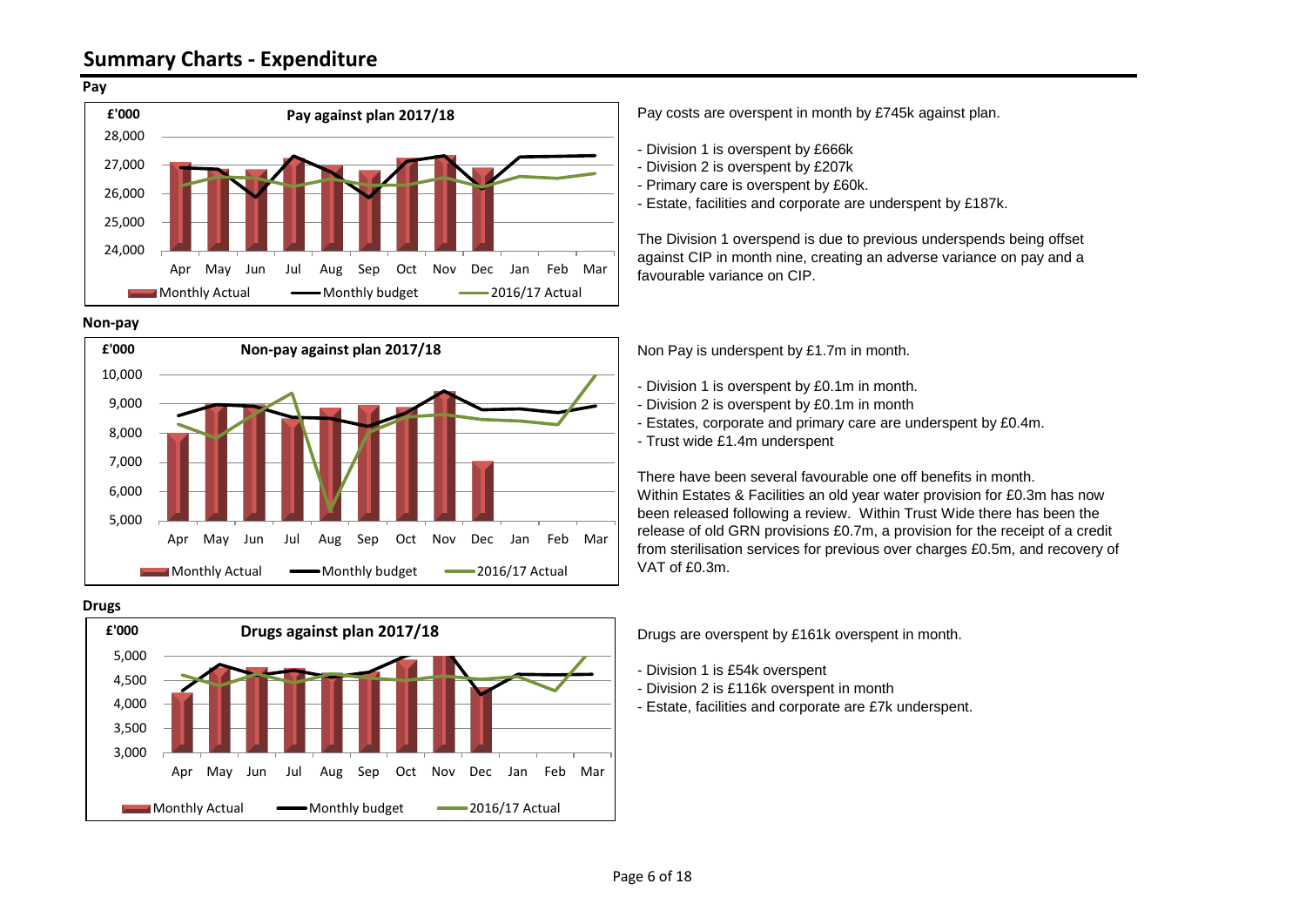# Summary Charts - Expenditure

## Pay

**Pay against plan 2017/18** (£'000)

Pay costs are overspent in month by £745k against plan.

- Division 1 is overspent by £666k
- Division 2 is overspent by £207k
- Primary care is overspent by £60k.
- Estate, facilities and corporate are underspent by £187k.

The Division 1 overspend is due to previous underspends being offset against CIP in month nine, creating an adverse variance on pay and a favourable variance on CIP.

## Non-pay

**Non-pay against plan 2017/18** (£'000)

Non Pay is underspent by £1.7m in month.

- Division 1 is overspent by £0.1m in month.
- Division 2 is overspent by £0.1m in month
- Estates, corporate and primary care are underspent by £0.4m.
- Trust wide £1.4m underspent

There have been several favourable one off benefits in month. Within Estates & Facilities an old year water provision for £0.3m has now been released following a review. Within Trust Wide there has been the release of old GRN provisions £0.7m, a provision for the receipt of a credit from sterilisation services for previous over charges £0.5m, and recovery of VAT of £0.3m.

## Drugs

**Drugs against plan 2017/18** (£'000)

Drugs are overspent by £161k overspent in month.

- Division 1 is £54k overspent
- Division 2 is £116k overspent in month
- Estate, facilities and corporate are £7k underspent.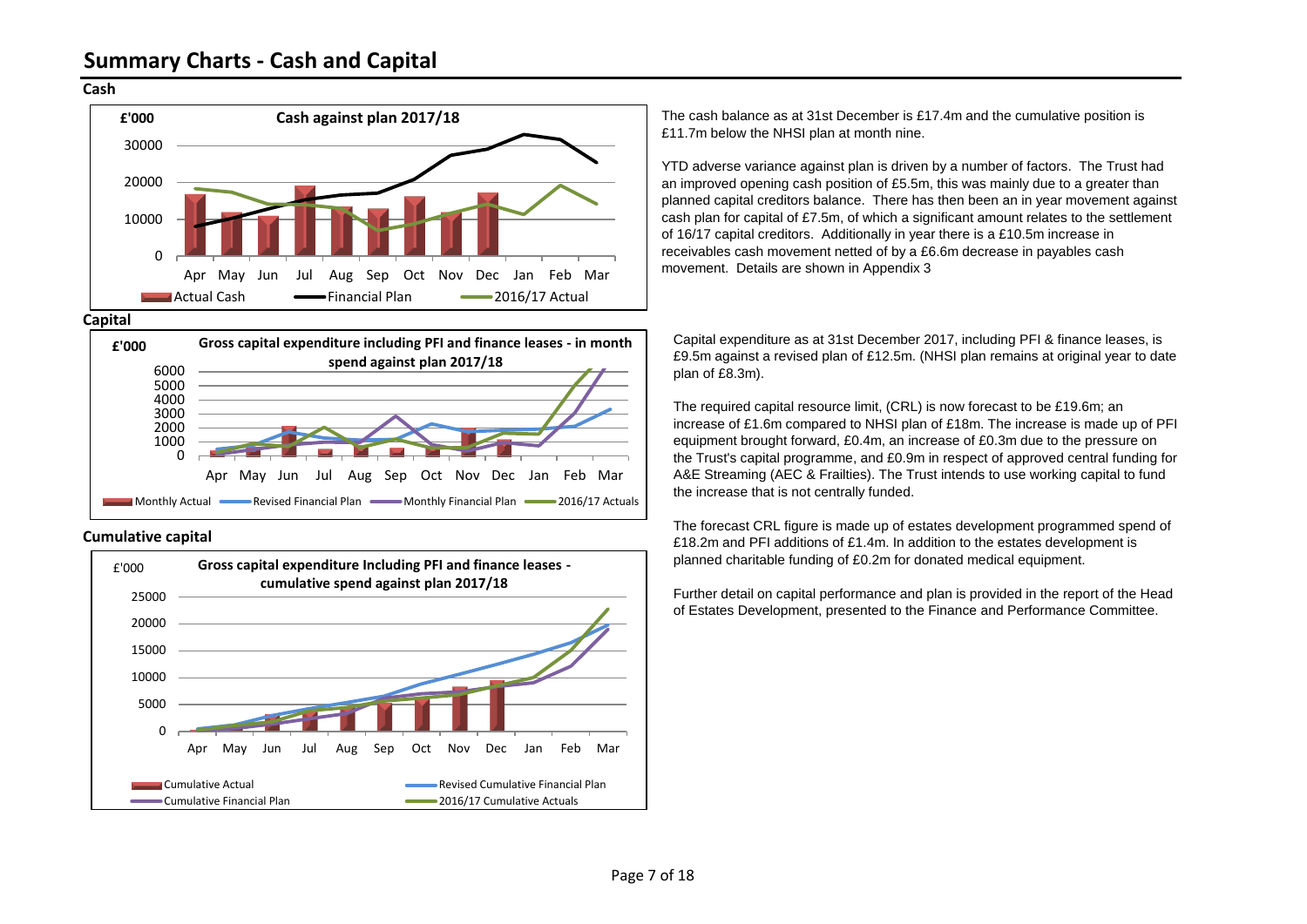# Summary Charts - Cash and Capital

## Cash

**Cash against plan 2017/18** (£'000)

Legend: Actual Cash, Financial Plan, 2016/17 Actual

The cash balance as at 31st December is £17.4m and the cumulative position is £11.7m below the NHSI plan at month nine.

YTD adverse variance against plan is driven by a number of factors. The Trust had an improved opening cash position of £5.5m, this was mainly due to a greater than planned capital creditors balance. There has then been an in year movement against cash plan for capital of £7.5m, of which a significant amount relates to the settlement of 16/17 capital creditors. Additionally in year there is a £10.5m increase in receivables cash movement netted of by a £6.6m decrease in payables cash movement. Details are shown in Appendix 3

## Capital

**Gross capital expenditure including PFI and finance leases - in month spend against plan 2017/18** (£'000)

Legend: Monthly Actual, Revised Financial Plan, Monthly Financial Plan, 2016/17 Actuals

Capital expenditure as at 31st December 2017, including PFI & finance leases, is £9.5m against a revised plan of £12.5m. (NHSI plan remains at original year to date plan of £8.3m).

The required capital resource limit, (CRL) is now forecast to be £19.6m; an increase of £1.6m compared to NHSI plan of £18m. The increase is made up of PFI equipment brought forward, £0.4m, an increase of £0.3m due to the pressure on the Trust's capital programme, and £0.9m in respect of approved central funding for A&E Streaming (AEC & Frailties). The Trust intends to use working capital to fund the increase that is not centrally funded.

## Cumulative capital

**Gross capital expenditure Including PFI and finance leases - cumulative spend against plan 2017/18** (£'000)

Legend: Cumulative Actual, Revised Cumulative Financial Plan, Cumulative Financial Plan, 2016/17 Cumulative Actuals

The forecast CRL figure is made up of estates development programmed spend of £18.2m and PFI additions of £1.4m. In addition to the estates development is planned charitable funding of £0.2m for donated medical equipment.

Further detail on capital performance and plan is provided in the report of the Head of Estates Development, presented to the Finance and Performance Committee.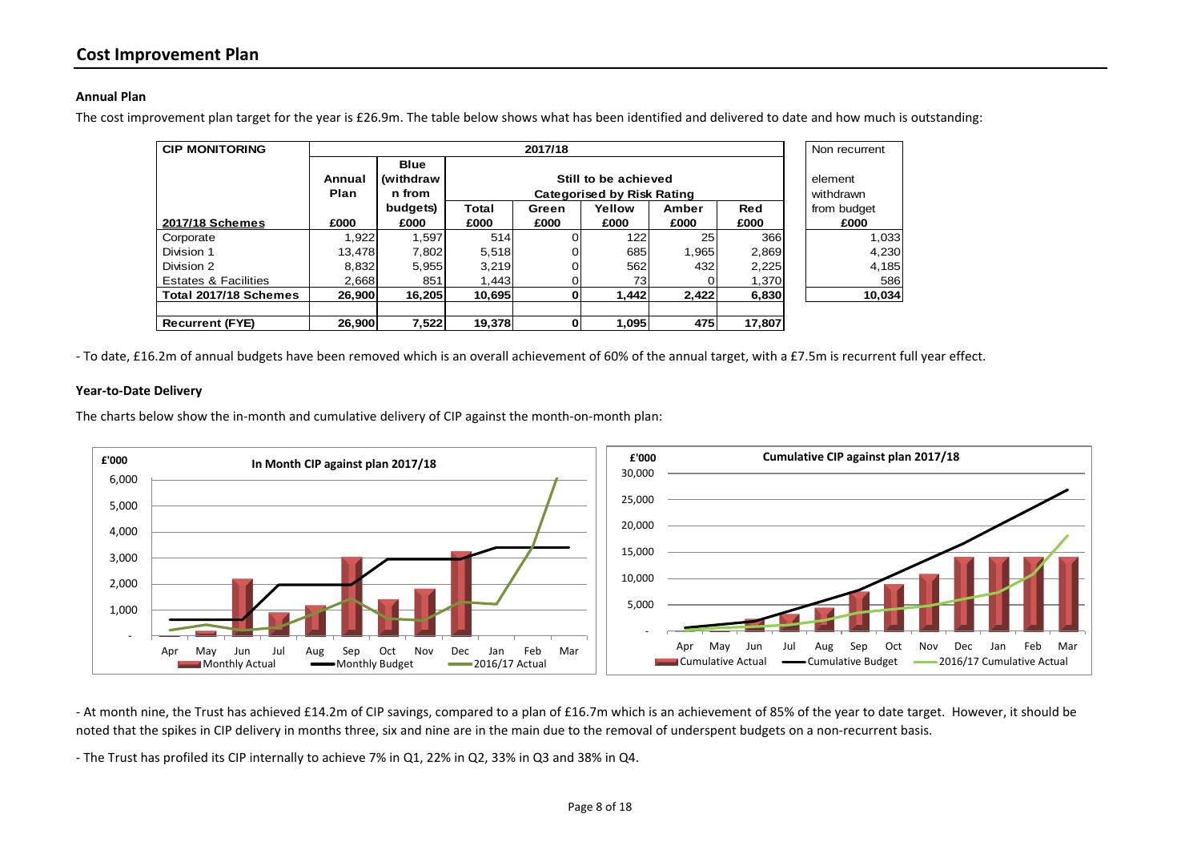## Cost Improvement Plan

### Annual Plan

The cost improvement plan target for the year is £26.9m. The table below shows what has been identified and delivered to date and how much is outstanding:

| CIP MONITORING | 2017/18 | | | | | | | Non recurrent |
|---|---|---|---|---|---|---|---|---|
| | Annual Plan | Blue (withdrawn from budgets) | Still to be achieved Categorised by Risk Rating | | | | | element withdrawn from budget |
| | | | Total | Green | Yellow | Amber | Red | |
| **2017/18 Schemes** | £000 | £000 | £000 | £000 | £000 | £000 | £000 | £000 |
| Corporate | 1,922 | 1,597 | 514 | 0 | 122 | 25 | 366 | 1,033 |
| Division 1 | 13,478 | 7,802 | 5,518 | 0 | 685 | 1,965 | 2,869 | 4,230 |
| Division 2 | 8,832 | 5,955 | 3,219 | 0 | 562 | 432 | 2,225 | 4,185 |
| Estates & Facilities | 2,668 | 851 | 1,443 | 0 | 73 | 0 | 1,370 | 586 |
| **Total 2017/18 Schemes** | **26,900** | **16,205** | **10,695** | **0** | **1,442** | **2,422** | **6,830** | **10,034** |
| | | | | | | | | |
| **Recurrent (FYE)** | **26,900** | **7,522** | **19,378** | **0** | **1,095** | **475** | **17,807** | |

- To date, £16.2m of annual budgets have been removed which is an overall achievement of 60% of the annual target, with a £7.5m is recurrent full year effect.

### Year-to-Date Delivery

The charts below show the in-month and cumulative delivery of CIP against the month-on-month plan:

- At month nine, the Trust has achieved £14.2m of CIP savings, compared to a plan of £16.7m which is an achievement of 85% of the year to date target. However, it should be noted that the spikes in CIP delivery in months three, six and nine are in the main due to the removal of underspent budgets on a non-recurrent basis.

- The Trust has profiled its CIP internally to achieve 7% in Q1, 22% in Q2, 33% in Q3 and 38% in Q4.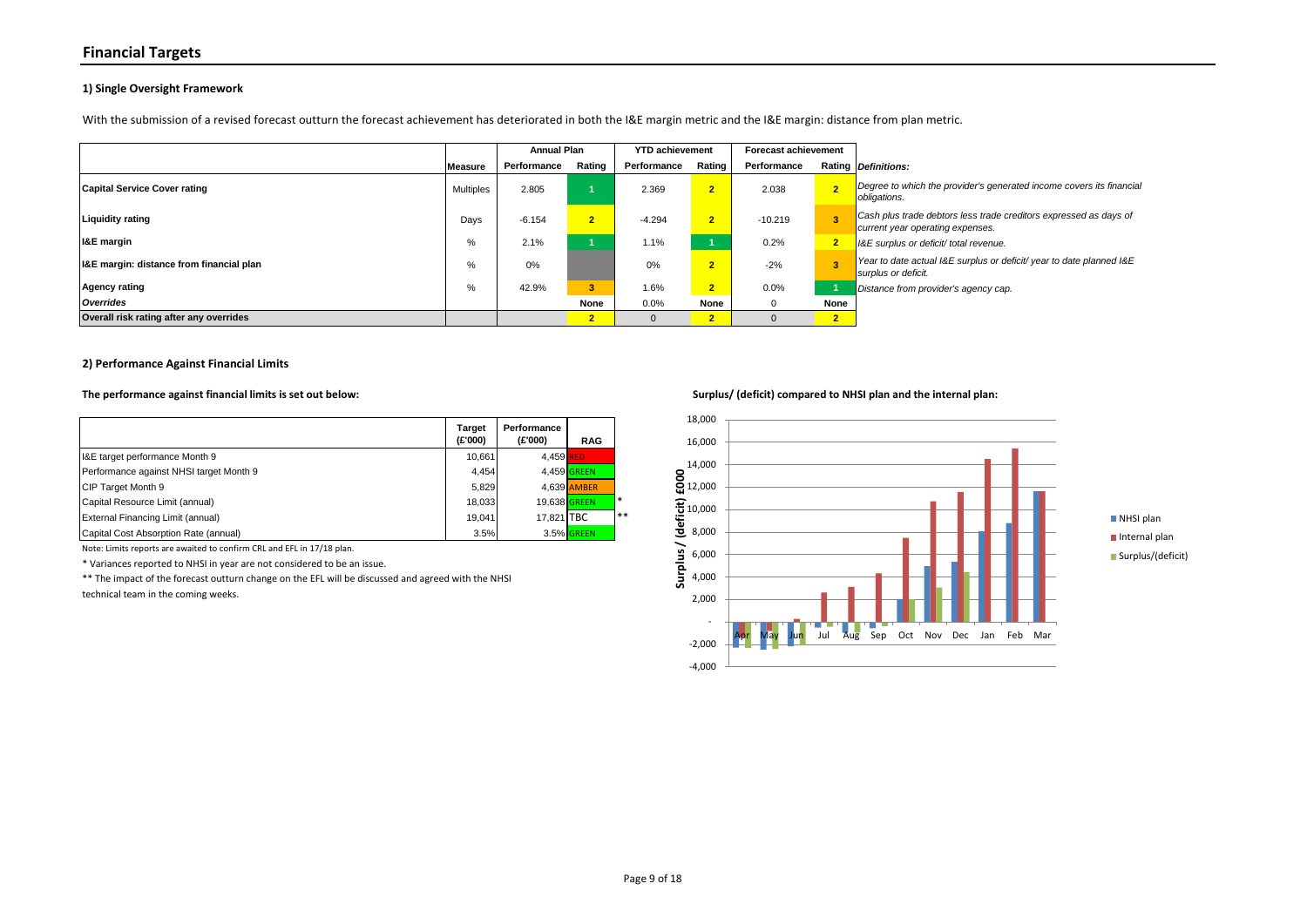# Financial Targets

## 1) Single Oversight Framework

With the submission of a revised forecast outturn the forecast achievement has deteriorated in both the I&E margin metric and the I&E margin: distance from plan metric.

| | Measure | Annual Plan | | YTD achievement | | Forecast achievement | | |
|---|---|---|---|---|---|---|---|---|
| | | Performance | Rating | Performance | Rating | Performance | Rating | *Definitions:* |
| **Capital Service Cover rating** | Multiples | 2.805 | 1 | 2.369 | 2 | 2.038 | 2 | *Degree to which the provider's generated income covers its financial obligations.* |
| **Liquidity rating** | Days | -6.154 | 2 | -4.294 | 2 | -10.219 | 3 | *Cash plus trade debtors less trade creditors expressed as days of current year operating expenses.* |
| **I&E margin** | % | 2.1% | 1 | 1.1% | 1 | 0.2% | 2 | *I&E surplus or deficit/ total revenue.* |
| **I&E margin: distance from financial plan** | % | 0% | | 0% | 2 | -2% | 3 | *Year to date actual I&E surplus or deficit/ year to date planned I&E surplus or deficit.* |
| **Agency rating** | % | 42.9% | 3 | 1.6% | 2 | 0.0% | 1 | *Distance from provider's agency cap.* |
| ***Overrides*** | | | None | 0.0% | None | 0 | None | |
| **Overall risk rating after any overrides** | | | 2 | 0 | 2 | 0 | 2 | |

## 2) Performance Against Financial Limits

**The performance against financial limits is set out below:**

| | Target (£'000) | Performance (£'000) | RAG | |
|---|---|---|---|---|
| I&E target performance Month 9 | 10,661 | 4,459 | RED | |
| Performance against NHSI target Month 9 | 4,454 | 4,459 | GREEN | |
| CIP Target Month 9 | 5,829 | 4,639 | AMBER | |
| Capital Resource Limit (annual) | 18,033 | 19,638 | GREEN | * |
| External Financing Limit (annual) | 19,041 | 17,821 | TBC | ** |
| Capital Cost Absorption Rate (annual) | 3.5% | 3.5% | GREEN | |

Note: Limits reports are awaited to confirm CRL and EFL in 17/18 plan.

* Variances reported to NHSI in year are not considered to be an issue.

** The impact of the forecast outturn change on the EFL will be discussed and agreed with the NHSI technical team in the coming weeks.

**Surplus/ (deficit) compared to NHSI plan and the internal plan:**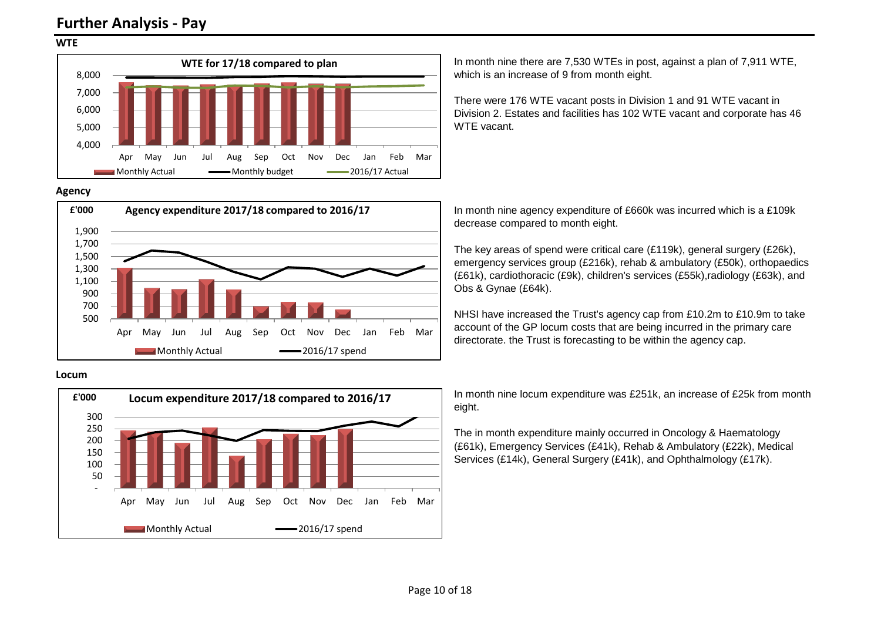# Further Analysis - Pay

## WTE

**WTE for 17/18 compared to plan**

In month nine there are 7,530 WTEs in post, against a plan of 7,911 WTE, which is an increase of 9 from month eight.

There were 176 WTE vacant posts in Division 1 and 91 WTE vacant in Division 2. Estates and facilities has 102 WTE vacant and corporate has 46 WTE vacant.

## Agency

**Agency expenditure 2017/18 compared to 2016/17**

In month nine agency expenditure of £660k was incurred which is a £109k decrease compared to month eight.

The key areas of spend were critical care (£119k), general surgery (£26k), emergency services group (£216k), rehab & ambulatory (£50k), orthopaedics (£61k), cardiothoracic (£9k), children's services (£55k),radiology (£63k), and Obs & Gynae (£64k).

NHSI have increased the Trust's agency cap from £10.2m to £10.9m to take account of the GP locum costs that are being incurred in the primary care directorate. the Trust is forecasting to be within the agency cap.

## Locum

**Locum expenditure 2017/18 compared to 2016/17**

In month nine locum expenditure was £251k, an increase of £25k from month eight.

The in month expenditure mainly occurred in Oncology & Haematology (£61k), Emergency Services (£41k), Rehab & Ambulatory (£22k), Medical Services (£14k), General Surgery (£41k), and Ophthalmology (£17k).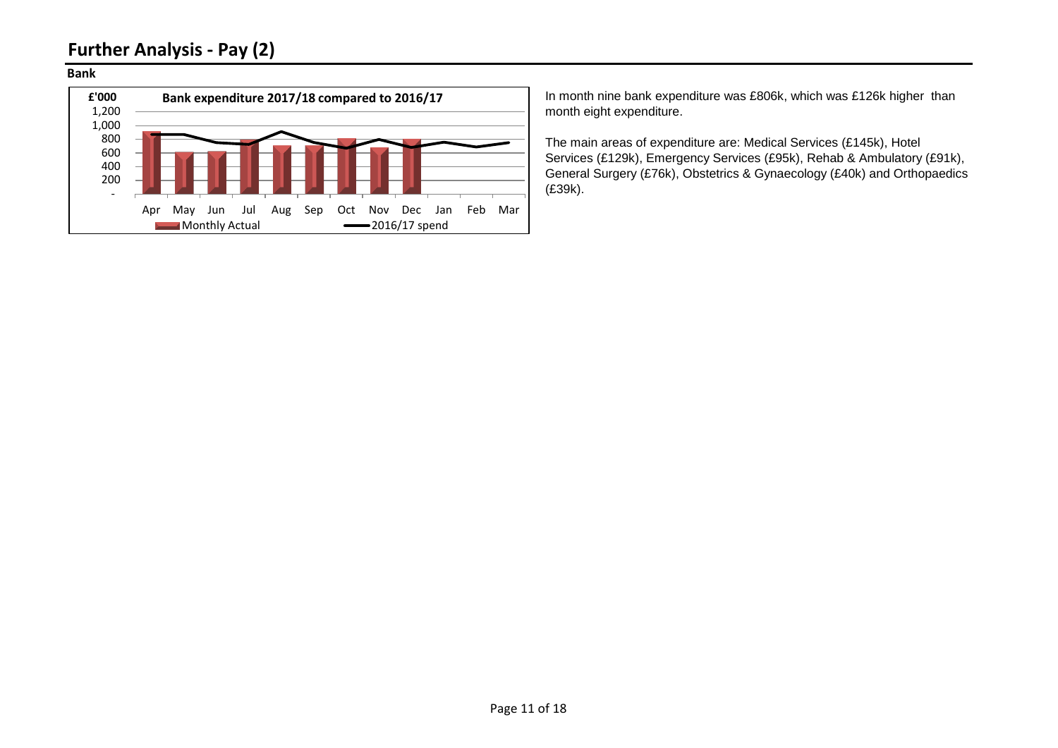# Further Analysis - Pay (2)

**Bank**

In month nine bank expenditure was £806k, which was £126k higher than month eight expenditure.

The main areas of expenditure are: Medical Services (£145k), Hotel Services (£129k), Emergency Services (£95k), Rehab & Ambulatory (£91k), General Surgery (£76k), Obstetrics & Gynaecology (£40k) and Orthopaedics (£39k).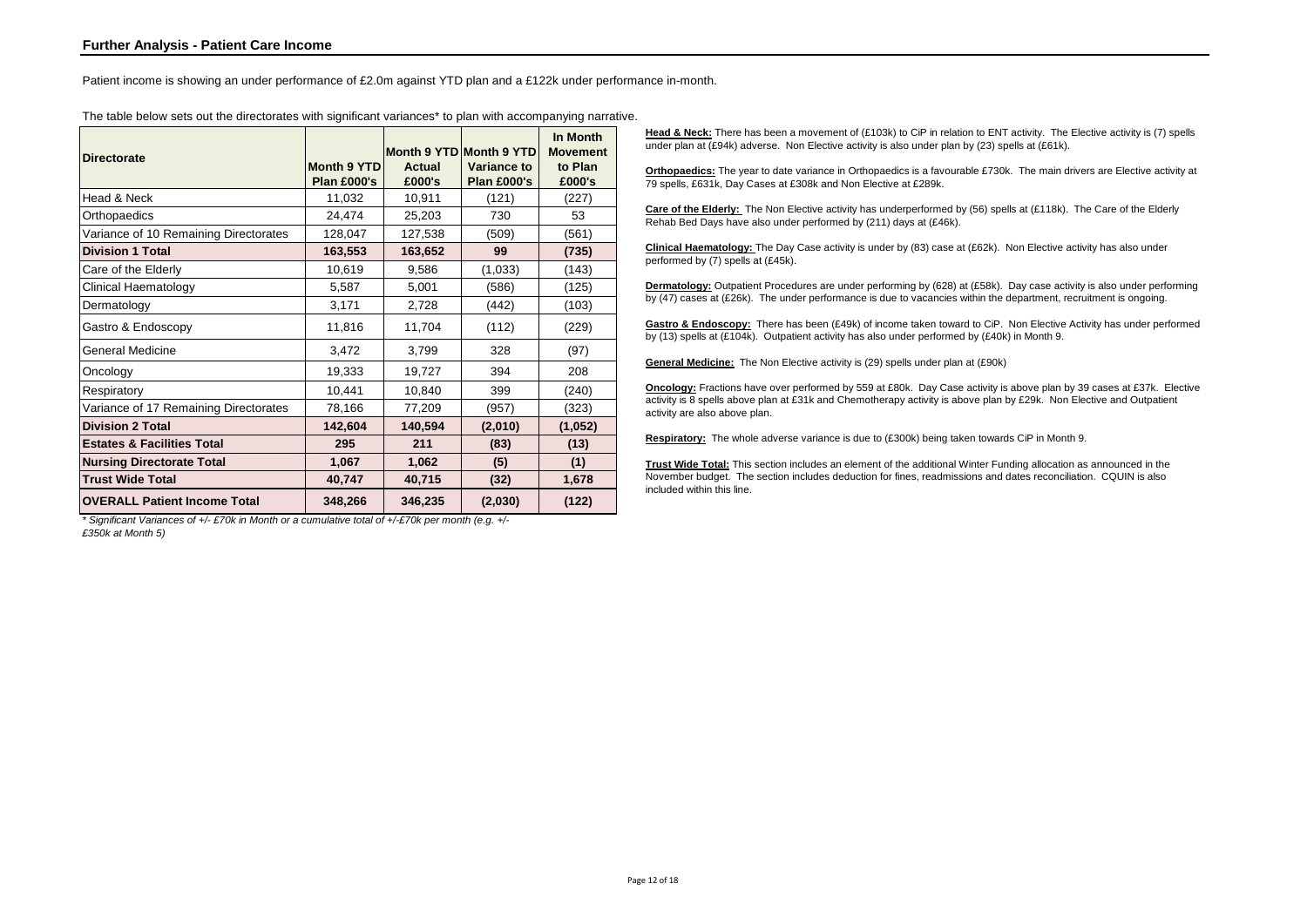## Further Analysis - Patient Care Income

Patient income is showing an under performance of £2.0m against YTD plan and a £122k under performance in-month.

The table below sets out the directorates with significant variances* to plan with accompanying narrative.

| Directorate | Month 9 YTD Plan £000's | Month 9 YTD Actual £000's | Month 9 YTD Variance to Plan £000's | In Month Movement to Plan £000's |
|---|---|---|---|---|
| Head & Neck | 11,032 | 10,911 | (121) | (227) |
| Orthopaedics | 24,474 | 25,203 | 730 | 53 |
| Variance of 10 Remaining Directorates | 128,047 | 127,538 | (509) | (561) |
| **Division 1 Total** | **163,553** | **163,652** | **99** | **(735)** |
| Care of the Elderly | 10,619 | 9,586 | (1,033) | (143) |
| Clinical Haematology | 5,587 | 5,001 | (586) | (125) |
| Dermatology | 3,171 | 2,728 | (442) | (103) |
| Gastro & Endoscopy | 11,816 | 11,704 | (112) | (229) |
| General Medicine | 3,472 | 3,799 | 328 | (97) |
| Oncology | 19,333 | 19,727 | 394 | 208 |
| Respiratory | 10,441 | 10,840 | 399 | (240) |
| Variance of 17 Remaining Directorates | 78,166 | 77,209 | (957) | (323) |
| **Division 2 Total** | **142,604** | **140,594** | **(2,010)** | **(1,052)** |
| **Estates & Facilities Total** | **295** | **211** | **(83)** | **(13)** |
| **Nursing Directorate Total** | **1,067** | **1,062** | **(5)** | **(1)** |
| **Trust Wide Total** | **40,747** | **40,715** | **(32)** | **1,678** |
| **OVERALL Patient Income Total** | **348,266** | **346,235** | **(2,030)** | **(122)** |

*\* Significant Variances of +/- £70k in Month or a cumulative total of +/-£70k per month (e.g. +/- £350k at Month 5)*

**Head & Neck:** There has been a movement of (£103k) to CiP in relation to ENT activity. The Elective activity is (7) spells under plan at (£94k) adverse. Non Elective activity is also under plan by (23) spells at (£61k).

**Orthopaedics:** The year to date variance in Orthopaedics is a favourable £730k. The main drivers are Elective activity at 79 spells, £631k, Day Cases at £308k and Non Elective at £289k.

**Care of the Elderly:** The Non Elective activity has underperformed by (56) spells at (£118k). The Care of the Elderly Rehab Bed Days have also under performed by (211) days at (£46k).

**Clinical Haematology:** The Day Case activity is under by (83) case at (£62k). Non Elective activity has also under performed by (7) spells at (£45k).

**Dermatology:** Outpatient Procedures are under performing by (628) at (£58k). Day case activity is also under performing by (47) cases at (£26k). The under performance is due to vacancies within the department, recruitment is ongoing.

**Gastro & Endoscopy:** There has been (£49k) of income taken toward to CiP. Non Elective Activity has under performed by (13) spells at (£104k). Outpatient activity has also under performed by (£40k) in Month 9.

**General Medicine:** The Non Elective activity is (29) spells under plan at (£90k)

**Oncology:** Fractions have over performed by 559 at £80k. Day Case activity is above plan by 39 cases at £37k. Elective activity is 8 spells above plan at £31k and Chemotherapy activity is above plan by £29k. Non Elective and Outpatient activity are also above plan.

**Respiratory:** The whole adverse variance is due to (£300k) being taken towards CiP in Month 9.

**Trust Wide Total:** This section includes an element of the additional Winter Funding allocation as announced in the November budget. The section includes deduction for fines, readmissions and dates reconciliation. CQUIN is also included within this line.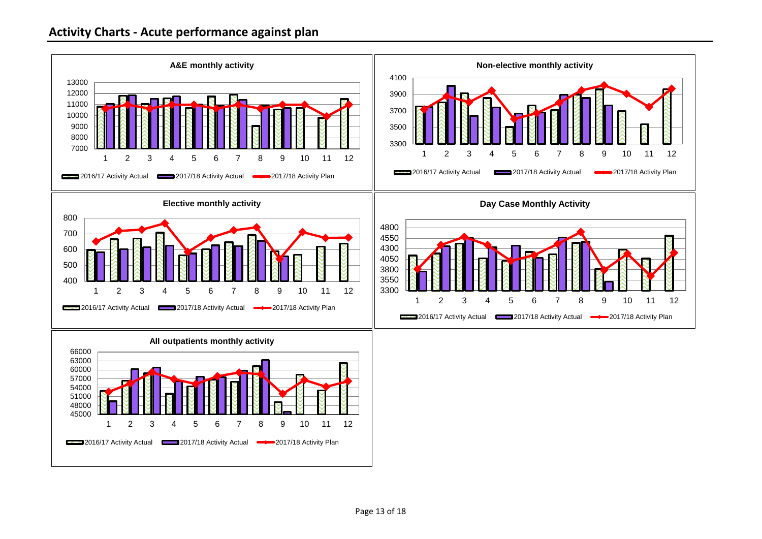## Activity Charts - Acute performance against plan

**A&E monthly activity**

2016/17 Activity Actual | 2017/18 Activity Actual | 2017/18 Activity Plan

**Non-elective monthly activity**

2016/17 Activity Actual | 2017/18 Activity Actual | 2017/18 Activity Plan

**Elective monthly activity**

2016/17 Activity Actual | 2017/18 Activity Actual | 2017/18 Activity Plan

**Day Case Monthly Activity**

2016/17 Activity Actual | 2017/18 Activity Actual | 2017/18 Activity Plan

**All outpatients monthly activity**

2016/17 Activity Actual | 2017/18 Activity Actual | 2017/18 Activity Plan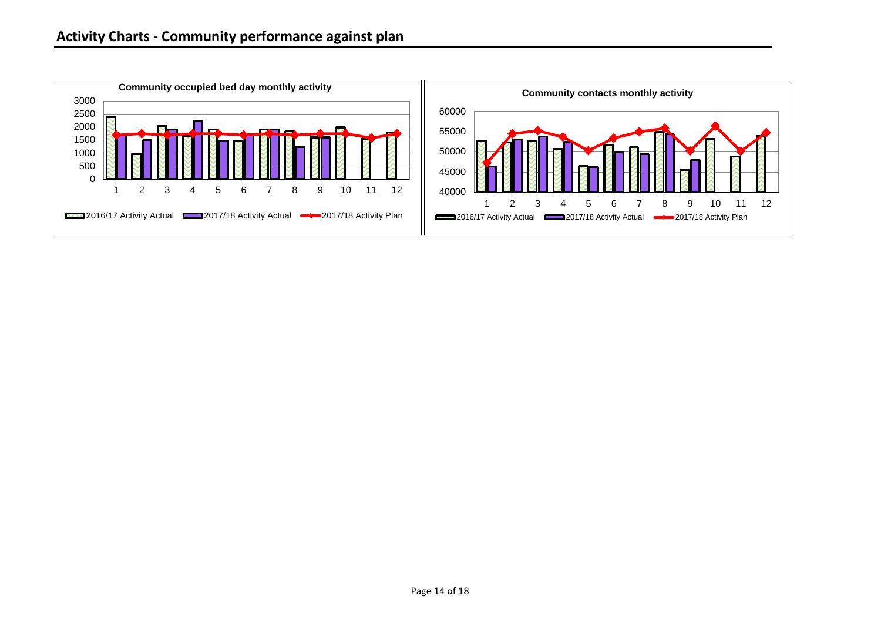## Activity Charts - Community performance against plan

**Community occupied bed day monthly activity**

3000
2500
2000
1500
1000
500
0

1 2 3 4 5 6 7 8 9 10 11 12

2016/17 Activity Actual  2017/18 Activity Actual  2017/18 Activity Plan

**Community contacts monthly activity**

60000
55000
50000
45000
40000

1 2 3 4 5 6 7 8 9 10 11 12

2016/17 Activity Actual  2017/18 Activity Actual  2017/18 Activity Plan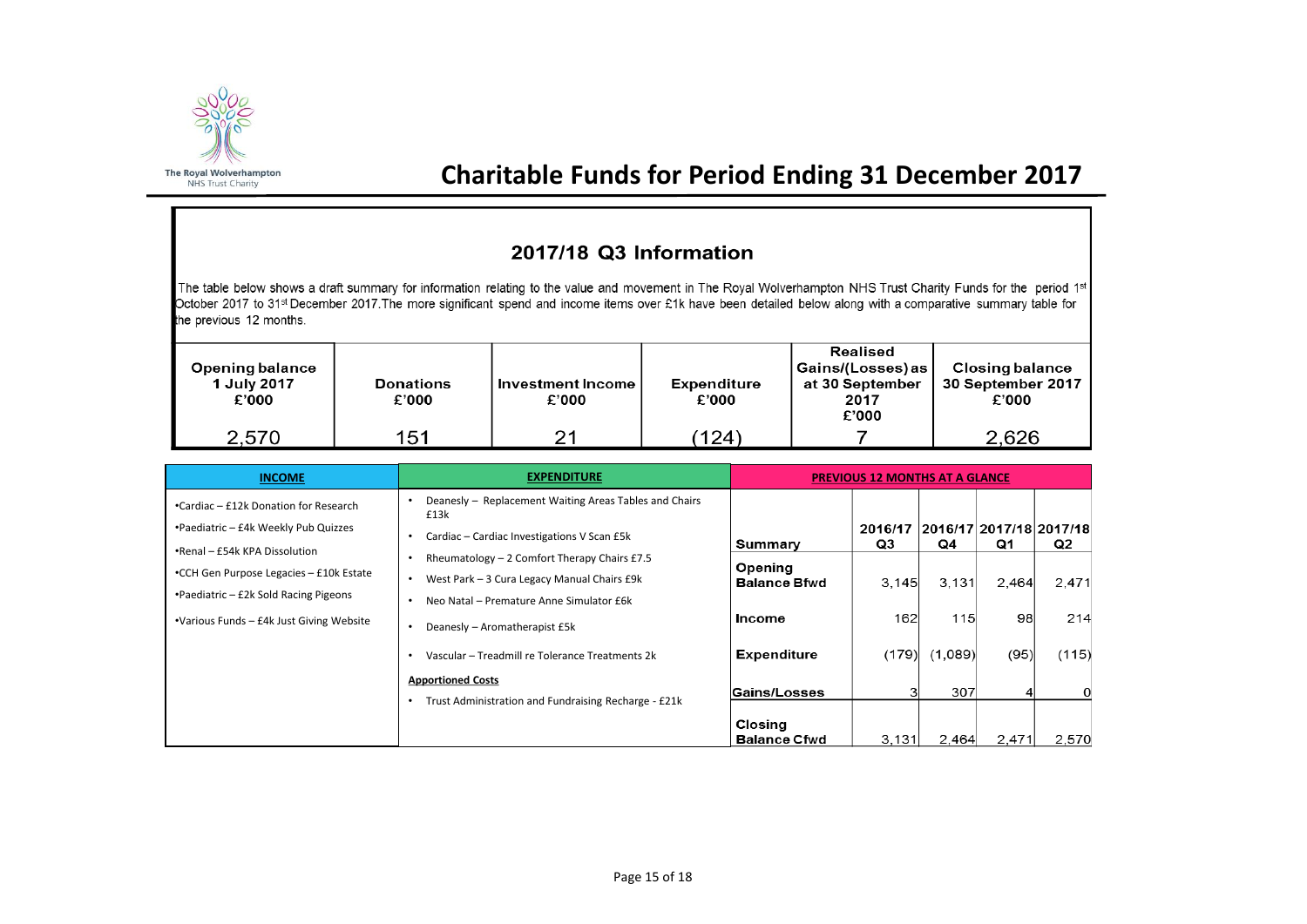# Charitable Funds for Period Ending 31 December 2017

## 2017/18 Q3 Information

The table below shows a draft summary for information relating to the value and movement in The Royal Wolverhampton NHS Trust Charity Funds for the period 1st October 2017 to 31st December 2017. The more significant spend and income items over £1k have been detailed below along with a comparative summary table for the previous 12 months.

| Opening balance 1 July 2017 £'000 | Donations £'000 | Investment Income £'000 | Expenditure £'000 | Realised Gains/(Losses) as at 30 September 2017 £'000 | Closing balance 30 September 2017 £'000 |
|---|---|---|---|---|---|
| 2,570 | 151 | 21 | (124) | 7 | 2,626 |

### INCOME

- Cardiac – £12k Donation for Research
- Paediatric – £4k Weekly Pub Quizzes
- Renal – £54k KPA Dissolution
- CCH Gen Purpose Legacies – £10k Estate
- Paediatric – £2k Sold Racing Pigeons
- Various Funds – £4k Just Giving Website

### EXPENDITURE

- Deanesly – Replacement Waiting Areas Tables and Chairs £13k
- Cardiac – Cardiac Investigations V Scan £5k
- Rheumatology – 2 Comfort Therapy Chairs £7.5
- West Park – 3 Cura Legacy Manual Chairs £9k
- Neo Natal – Premature Anne Simulator £6k
- Deanesly – Aromatherapist £5k
- Vascular – Treadmill re Tolerance Treatments 2k

**Apportioned Costs**

- Trust Administration and Fundraising Recharge - £21k

### PREVIOUS 12 MONTHS AT A GLANCE

| Summary | 2016/17 Q3 | 2016/17 Q4 | 2017/18 Q1 | 2017/18 Q2 |
|---|---|---|---|---|
| Opening Balance Bfwd | 3,145 | 3,131 | 2,464 | 2,471 |
| Income | 162 | 115 | 98 | 214 |
| Expenditure | (179) | (1,089) | (95) | (115) |
| Gains/Losses | 3 | 307 | 4 | 0 |
| Closing Balance Cfwd | 3,131 | 2,464 | 2,471 | 2,570 |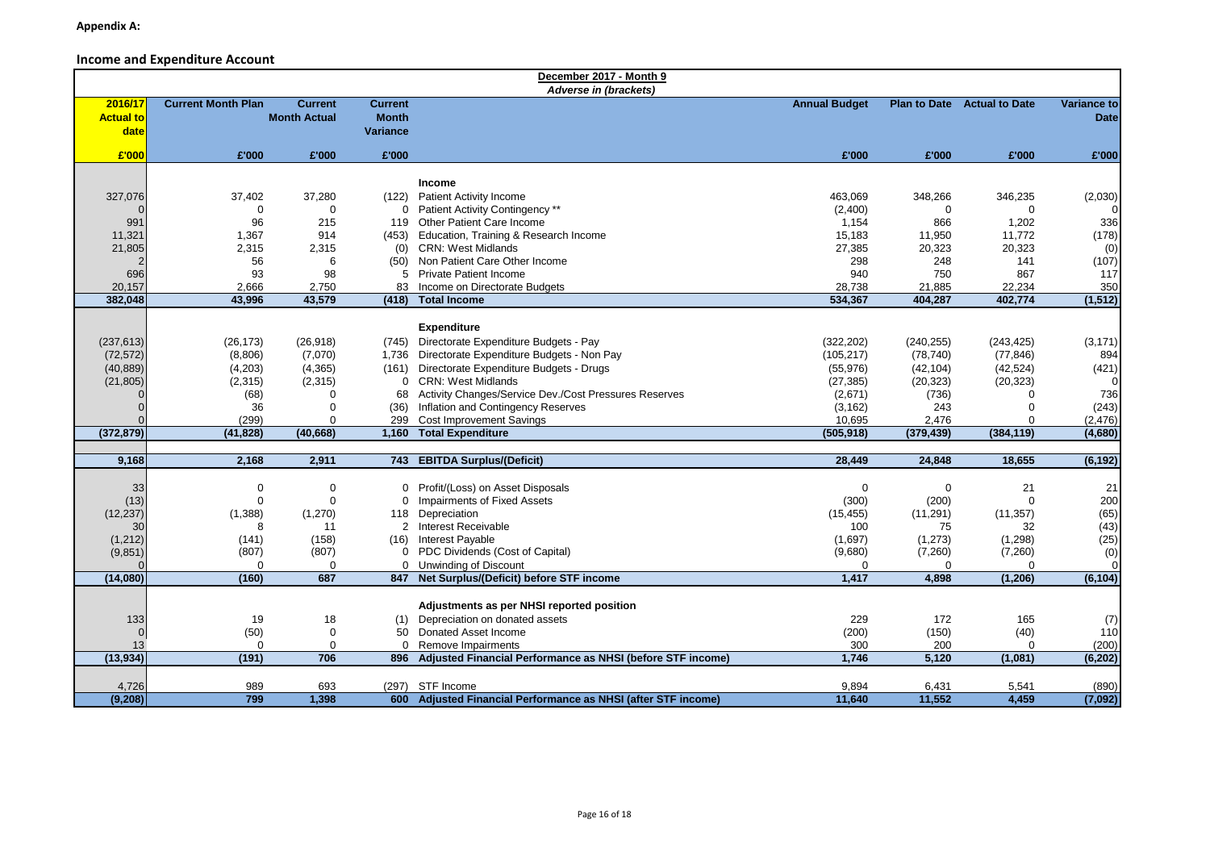**Appendix A:**

## Income and Expenditure Account

| 2016/17 Actual to date | Current Month Plan | Current Month Actual | Current Month Variance | December 2017 - Month 9 *Adverse in (brackets)* | Annual Budget | Plan to Date | Actual to Date | Variance to Date |
|---|---|---|---|---|---|---|---|---|
| £'000 | £'000 | £'000 | £'000 | | £'000 | £'000 | £'000 | £'000 |
| | | | | **Income** | | | | |
| 327,076 | 37,402 | 37,280 | (122) | Patient Activity Income | 463,069 | 348,266 | 346,235 | (2,030) |
| 0 | 0 | 0 | 0 | Patient Activity Contingency ** | (2,400) | 0 | 0 | 0 |
| 991 | 96 | 215 | 119 | Other Patient Care Income | 1,154 | 866 | 1,202 | 336 |
| 11,321 | 1,367 | 914 | (453) | Education, Training & Research Income | 15,183 | 11,950 | 11,772 | (178) |
| 21,805 | 2,315 | 2,315 | (0) | CRN: West Midlands | 27,385 | 20,323 | 20,323 | (0) |
| 2 | 56 | 6 | (50) | Non Patient Care Other Income | 298 | 248 | 141 | (107) |
| 696 | 93 | 98 | 5 | Private Patient Income | 940 | 750 | 867 | 117 |
| 20,157 | 2,666 | 2,750 | 83 | Income on Directorate Budgets | 28,738 | 21,885 | 22,234 | 350 |
| **382,048** | **43,996** | **43,579** | **(418)** | **Total Income** | **534,367** | **404,287** | **402,774** | **(1,512)** |
| | | | | **Expenditure** | | | | |
| (237,613) | (26,173) | (26,918) | (745) | Directorate Expenditure Budgets - Pay | (322,202) | (240,255) | (243,425) | (3,171) |
| (72,572) | (8,806) | (7,070) | 1,736 | Directorate Expenditure Budgets - Non Pay | (105,217) | (78,740) | (77,846) | 894 |
| (40,889) | (4,203) | (4,365) | (161) | Directorate Expenditure Budgets - Drugs | (55,976) | (42,104) | (42,524) | (421) |
| (21,805) | (2,315) | (2,315) | 0 | CRN: West Midlands | (27,385) | (20,323) | (20,323) | 0 |
| 0 | (68) | 0 | 68 | Activity Changes/Service Dev./Cost Pressures Reserves | (2,671) | (736) | 0 | 736 |
| 0 | 36 | 0 | (36) | Inflation and Contingency Reserves | (3,162) | 243 | 0 | (243) |
| 0 | (299) | 0 | 299 | Cost Improvement Savings | 10,695 | 2,476 | 0 | (2,476) |
| **(372,879)** | **(41,828)** | **(40,668)** | **1,160** | **Total Expenditure** | **(505,918)** | **(379,439)** | **(384,119)** | **(4,680)** |
| **9,168** | **2,168** | **2,911** | **743** | **EBITDA Surplus/(Deficit)** | **28,449** | **24,848** | **18,655** | **(6,192)** |
| 33 | 0 | 0 | 0 | Profit/(Loss) on Asset Disposals | 0 | 0 | 21 | 21 |
| (13) | 0 | 0 | 0 | Impairments of Fixed Assets | (300) | (200) | 0 | 200 |
| (12,237) | (1,388) | (1,270) | 118 | Depreciation | (15,455) | (11,291) | (11,357) | (65) |
| 30 | 8 | 11 | 2 | Interest Receivable | 100 | 75 | 32 | (43) |
| (1,212) | (141) | (158) | (16) | Interest Payable | (1,697) | (1,273) | (1,298) | (25) |
| (9,851) | (807) | (807) | 0 | PDC Dividends (Cost of Capital) | (9,680) | (7,260) | (7,260) | (0) |
| 0 | 0 | 0 | 0 | Unwinding of Discount | 0 | 0 | 0 | 0 |
| **(14,080)** | **(160)** | **687** | **847** | **Net Surplus/(Deficit) before STF income** | **1,417** | **4,898** | **(1,206)** | **(6,104)** |
| | | | | **Adjustments as per NHSI reported position** | | | | |
| 133 | 19 | 18 | (1) | Depreciation on donated assets | 229 | 172 | 165 | (7) |
| 0 | (50) | 0 | 50 | Donated Asset Income | (200) | (150) | (40) | 110 |
| 13 | 0 | 0 | 0 | Remove Impairments | 300 | 200 | 0 | (200) |
| **(13,934)** | **(191)** | **706** | **896** | **Adjusted Financial Performance as NHSI (before STF income)** | **1,746** | **5,120** | **(1,081)** | **(6,202)** |
| 4,726 | 989 | 693 | (297) | STF Income | 9,894 | 6,431 | 5,541 | (890) |
| **(9,208)** | **799** | **1,398** | **600** | **Adjusted Financial Performance as NHSI (after STF income)** | **11,640** | **11,552** | **4,459** | **(7,092)** |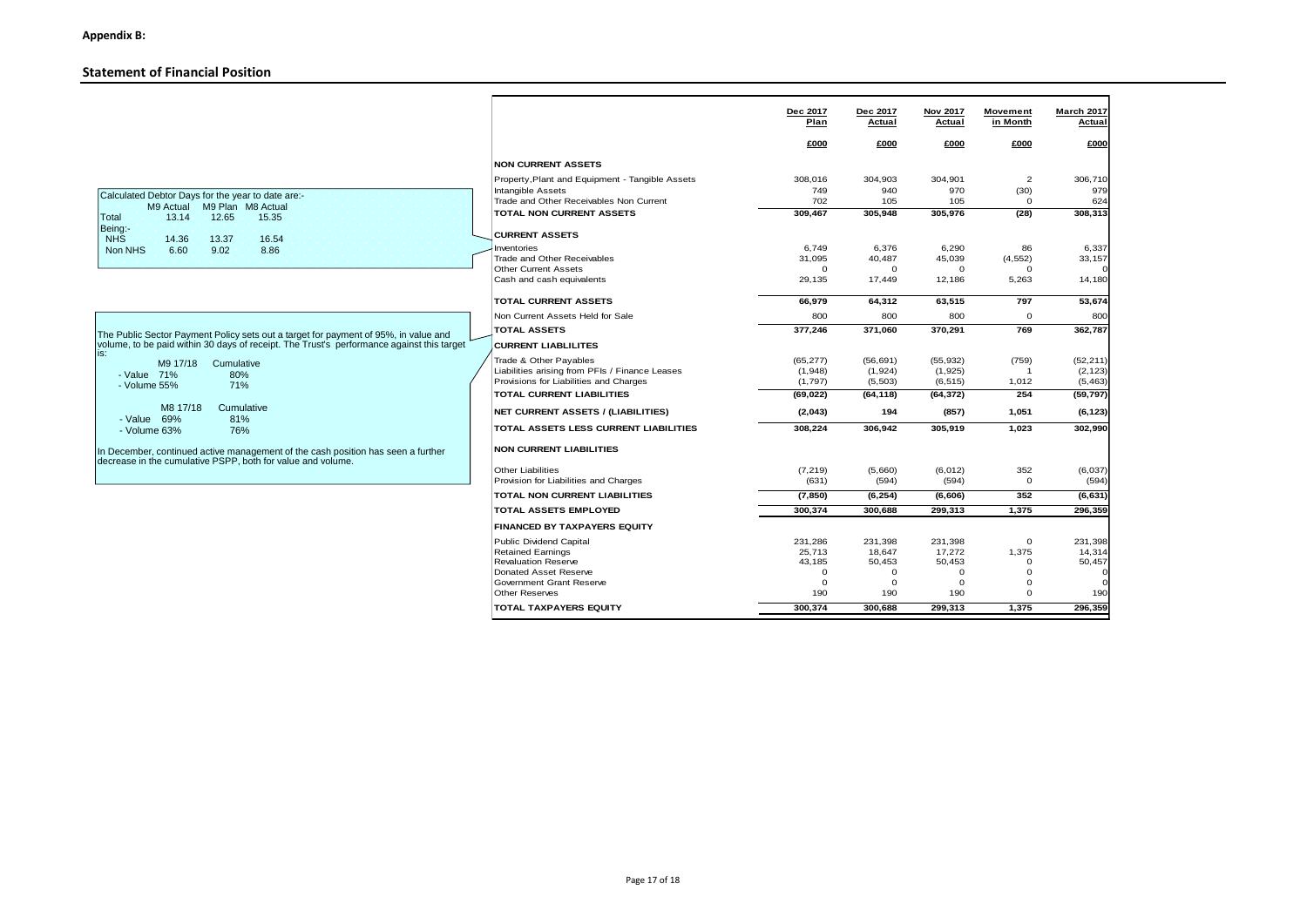**Appendix B:**

## Statement of Financial Position

Calculated Debtor Days for the year to date are:-

| | M9 Actual | M9 Plan | M8 Actual |
|---|---|---|---|
| Total | 13.14 | 12.65 | 15.35 |
| Being:- | | | |
| NHS | 14.36 | 13.37 | 16.54 |
| Non NHS | 6.60 | 9.02 | 8.86 |

The Public Sector Payment Policy sets out a target for payment of 95%, in value and volume, to be paid within 30 days of receipt. The Trust's performance against this target is:

| | M9 17/18 | Cumulative |
|---|---|---|
| - Value | 71% | 80% |
| - Volume | 55% | 71% |

| | M8 17/18 | Cumulative |
|---|---|---|
| - Value | 69% | 81% |
| - Volume | 63% | 76% |

In December, continued active management of the cash position has seen a further decrease in the cumulative PSPP, both for value and volume.

| | Dec 2017 Plan | Dec 2017 Actual | Nov 2017 Actual | Movement in Month | March 2017 Actual |
|---|---|---|---|---|---|
| | £000 | £000 | £000 | £000 | £000 |
| **NON CURRENT ASSETS** | | | | | |
| Property,Plant and Equipment - Tangible Assets | 308,016 | 304,903 | 304,901 | 2 | 306,710 |
| Intangible Assets | 749 | 940 | 970 | (30) | 979 |
| Trade and Other Receivables Non Current | 702 | 105 | 105 | 0 | 624 |
| **TOTAL NON CURRENT ASSETS** | **309,467** | **305,948** | **305,976** | **(28)** | **308,313** |
| **CURRENT ASSETS** | | | | | |
| Inventories | 6,749 | 6,376 | 6,290 | 86 | 6,337 |
| Trade and Other Receivables | 31,095 | 40,487 | 45,039 | (4,552) | 33,157 |
| Other Current Assets | 0 | 0 | 0 | 0 | 0 |
| Cash and cash equivalents | 29,135 | 17,449 | 12,186 | 5,263 | 14,180 |
| **TOTAL CURRENT ASSETS** | **66,979** | **64,312** | **63,515** | **797** | **53,674** |
| Non Current Assets Held for Sale | 800 | 800 | 800 | 0 | 800 |
| **TOTAL ASSETS** | **377,246** | **371,060** | **370,291** | **769** | **362,787** |
| **CURRENT LIABLILITES** | | | | | |
| Trade & Other Payables | (65,277) | (56,691) | (55,932) | (759) | (52,211) |
| Liabilities arising from PFIs / Finance Leases | (1,948) | (1,924) | (1,925) | 1 | (2,123) |
| Provisions for Liabilities and Charges | (1,797) | (5,503) | (6,515) | 1,012 | (5,463) |
| **TOTAL CURRENT LIABILITIES** | **(69,022)** | **(64,118)** | **(64,372)** | **254** | **(59,797)** |
| **NET CURRENT ASSETS / (LIABILITIES)** | **(2,043)** | **194** | **(857)** | **1,051** | **(6,123)** |
| **TOTAL ASSETS LESS CURRENT LIABILITIES** | **308,224** | **306,942** | **305,919** | **1,023** | **302,990** |
| **NON CURRENT LIABILITIES** | | | | | |
| Other Liabilities | (7,219) | (5,660) | (6,012) | 352 | (6,037) |
| Provision for Liabilities and Charges | (631) | (594) | (594) | 0 | (594) |
| **TOTAL NON CURRENT LIABILITIES** | **(7,850)** | **(6,254)** | **(6,606)** | **352** | **(6,631)** |
| **TOTAL ASSETS EMPLOYED** | **300,374** | **300,688** | **299,313** | **1,375** | **296,359** |
| **FINANCED BY TAXPAYERS EQUITY** | | | | | |
| Public Dividend Capital | 231,286 | 231,398 | 231,398 | 0 | 231,398 |
| Retained Earnings | 25,713 | 18,647 | 17,272 | 1,375 | 14,314 |
| Revaluation Reserve | 43,185 | 50,453 | 50,453 | 0 | 50,457 |
| Donated Asset Reserve | 0 | 0 | 0 | 0 | 0 |
| Government Grant Reserve | 0 | 0 | 0 | 0 | 0 |
| Other Reserves | 190 | 190 | 190 | 0 | 190 |
| **TOTAL TAXPAYERS EQUITY** | **300,374** | **300,688** | **299,313** | **1,375** | **296,359** |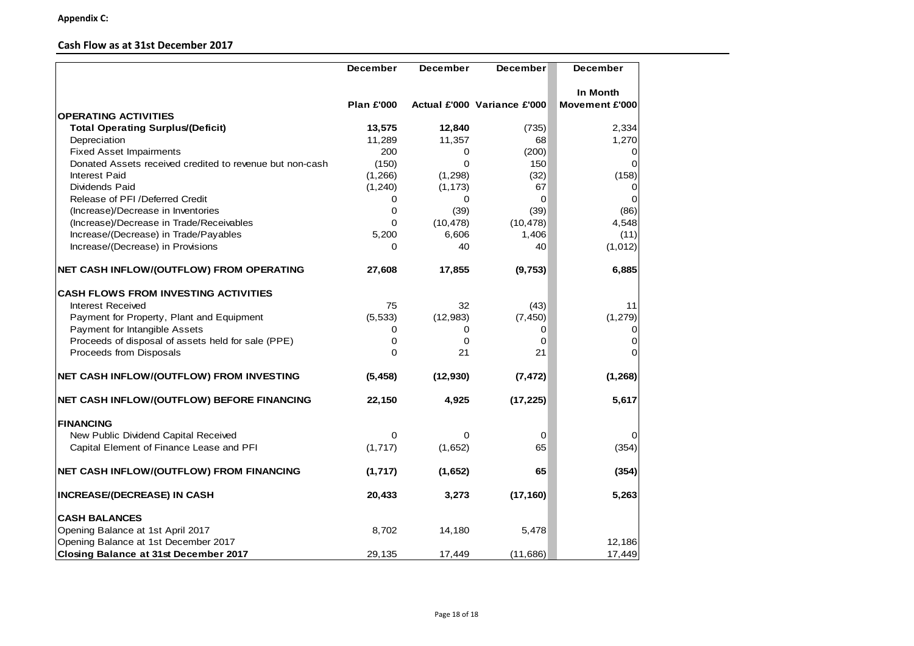**Appendix C:**

**Cash Flow as at 31st December 2017**

| | December | December | December | December |
|---|---|---|---|---|
| | Plan £'000 | Actual £'000 | Variance £'000 | In Month Movement £'000 |
| **OPERATING ACTIVITIES** | | | | |
| **Total Operating Surplus/(Deficit)** | **13,575** | **12,840** | (735) | 2,334 |
| Depreciation | 11,289 | 11,357 | 68 | 1,270 |
| Fixed Asset Impairments | 200 | 0 | (200) | 0 |
| Donated Assets received credited to revenue but non-cash | (150) | 0 | 150 | 0 |
| Interest Paid | (1,266) | (1,298) | (32) | (158) |
| Dividends Paid | (1,240) | (1,173) | 67 | 0 |
| Release of PFI /Deferred Credit | 0 | 0 | 0 | 0 |
| (Increase)/Decrease in Inventories | 0 | (39) | (39) | (86) |
| (Increase)/Decrease in Trade/Receivables | 0 | (10,478) | (10,478) | 4,548 |
| Increase/(Decrease) in Trade/Payables | 5,200 | 6,606 | 1,406 | (11) |
| Increase/(Decrease) in Provisions | 0 | 40 | 40 | (1,012) |
| **NET CASH INFLOW/(OUTFLOW) FROM OPERATING** | **27,608** | **17,855** | **(9,753)** | **6,885** |
| **CASH FLOWS FROM INVESTING ACTIVITIES** | | | | |
| Interest Received | 75 | 32 | (43) | 11 |
| Payment for Property, Plant and Equipment | (5,533) | (12,983) | (7,450) | (1,279) |
| Payment for Intangible Assets | 0 | 0 | 0 | 0 |
| Proceeds of disposal of assets held for sale (PPE) | 0 | 0 | 0 | 0 |
| Proceeds from Disposals | 0 | 21 | 21 | 0 |
| **NET CASH INFLOW/(OUTFLOW) FROM INVESTING** | **(5,458)** | **(12,930)** | **(7,472)** | **(1,268)** |
| **NET CASH INFLOW/(OUTFLOW) BEFORE FINANCING** | **22,150** | **4,925** | **(17,225)** | **5,617** |
| **FINANCING** | | | | |
| New Public Dividend Capital Received | 0 | 0 | 0 | 0 |
| Capital Element of Finance Lease and PFI | (1,717) | (1,652) | 65 | (354) |
| **NET CASH INFLOW/(OUTFLOW) FROM FINANCING** | **(1,717)** | **(1,652)** | **65** | **(354)** |
| **INCREASE/(DECREASE) IN CASH** | **20,433** | **3,273** | **(17,160)** | **5,263** |
| **CASH BALANCES** | | | | |
| Opening Balance at 1st April 2017 | 8,702 | 14,180 | 5,478 | |
| Opening Balance at 1st December 2017 | | | | 12,186 |
| **Closing Balance at 31st December 2017** | 29,135 | 17,449 | (11,686) | 17,449 |